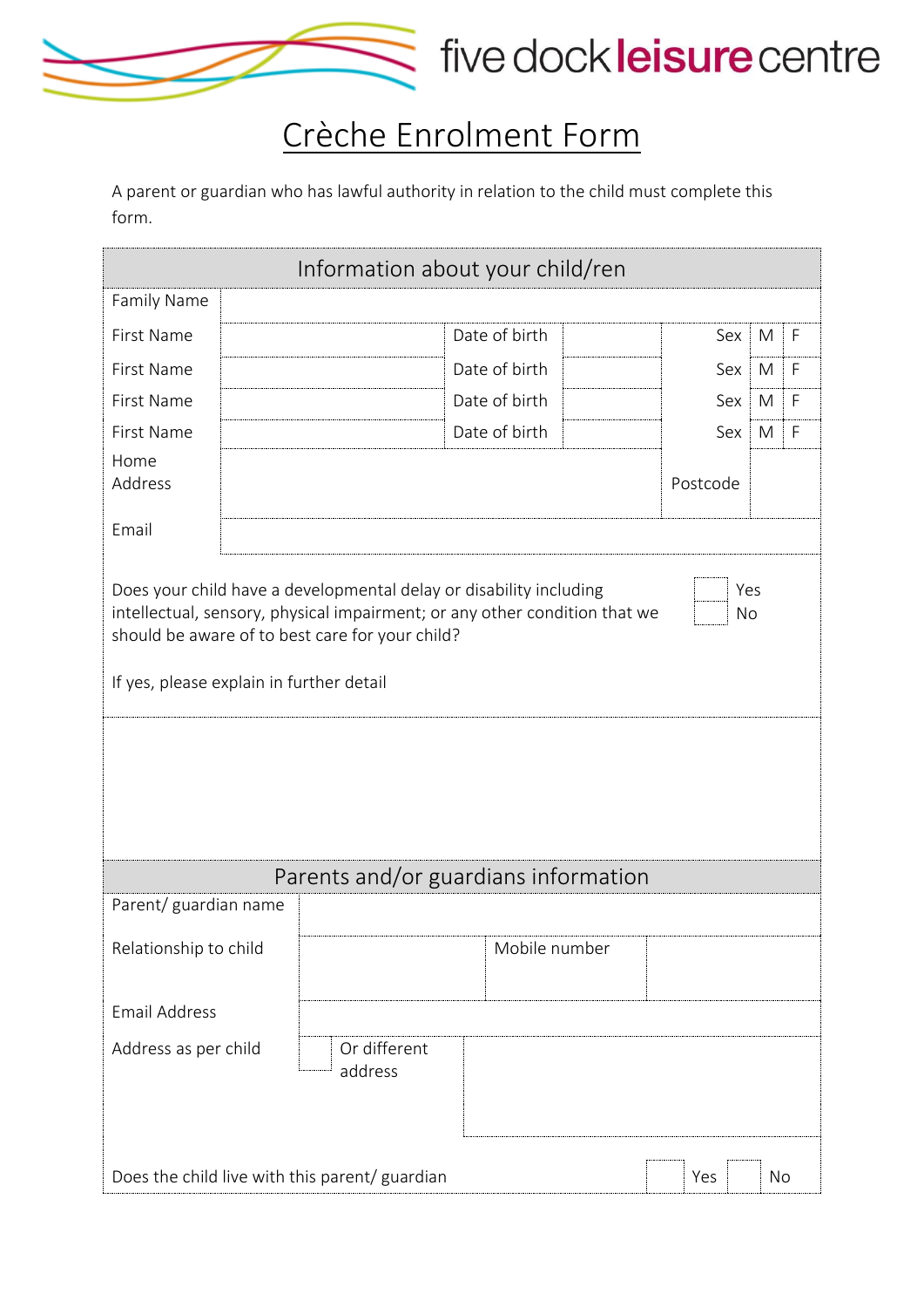five dock **leisure** centre

# Crèche Enrolment Form

A parent or guardian who has lawful authority in relation to the child must complete this form.

## Information about your child/ren

| Family Name | | | | | | |
|---|---|---|---|---|---|---|
| First Name | | Date of birth | | Sex | M | F |
| First Name | | Date of birth | | Sex | M | F |
| First Name | | Date of birth | | Sex | M | F |
| First Name | | Date of birth | | Sex | M | F |
| Home Address | | | | Postcode | | |
| Email | | | | | | |

Does your child have a developmental delay or disability including intellectual, sensory, physical impairment; or any other condition that we should be aware of to best care for your child?

☐ Yes
☐ No

If yes, please explain in further detail

## Parents and/or guardians information

| Parent/ guardian name | | | |
|---|---|---|---|
| Relationship to child | | Mobile number | |
| Email Address | | | |
| Address as per child ☐ | Or different address | | |

Does the child live with this parent/ guardian ☐ Yes ☐ No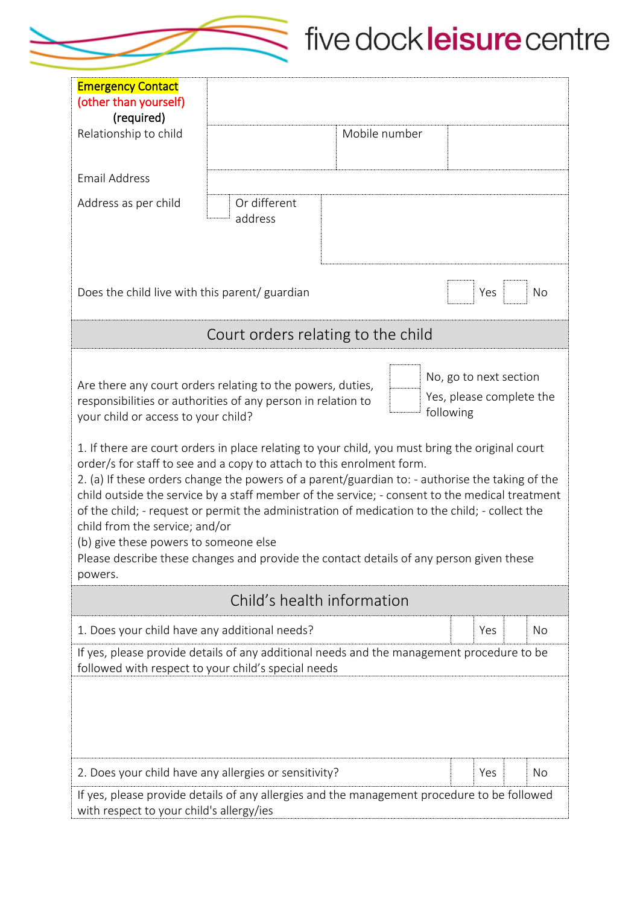| Emergency Contact (other than yourself) (required) | | | |
|---|---|---|---|
| Relationship to child | | Mobile number | |
| Email Address | | | |
| Address as per child | ☐ Or different address | | |

Does the child live with this parent/ guardian ☐ Yes ☐ No

## Court orders relating to the child

Are there any court orders relating to the powers, duties, responsibilities or authorities of any person in relation to your child or access to your child?

☐ No, go to next section
☐ Yes, please complete the following

1. If there are court orders in place relating to your child, you must bring the original court order/s for staff to see and a copy to attach to this enrolment form.
2. (a) If these orders change the powers of a parent/guardian to: - authorise the taking of the child outside the service by a staff member of the service; - consent to the medical treatment of the child; - request or permit the administration of medication to the child; - collect the child from the service; and/or
(b) give these powers to someone else
Please describe these changes and provide the contact details of any person given these powers.

## Child's health information

1. Does your child have any additional needs? ☐ Yes ☐ No

If yes, please provide details of any additional needs and the management procedure to be followed with respect to your child's special needs

2. Does your child have any allergies or sensitivity? ☐ Yes ☐ No

If yes, please provide details of any allergies and the management procedure to be followed with respect to your child's allergy/ies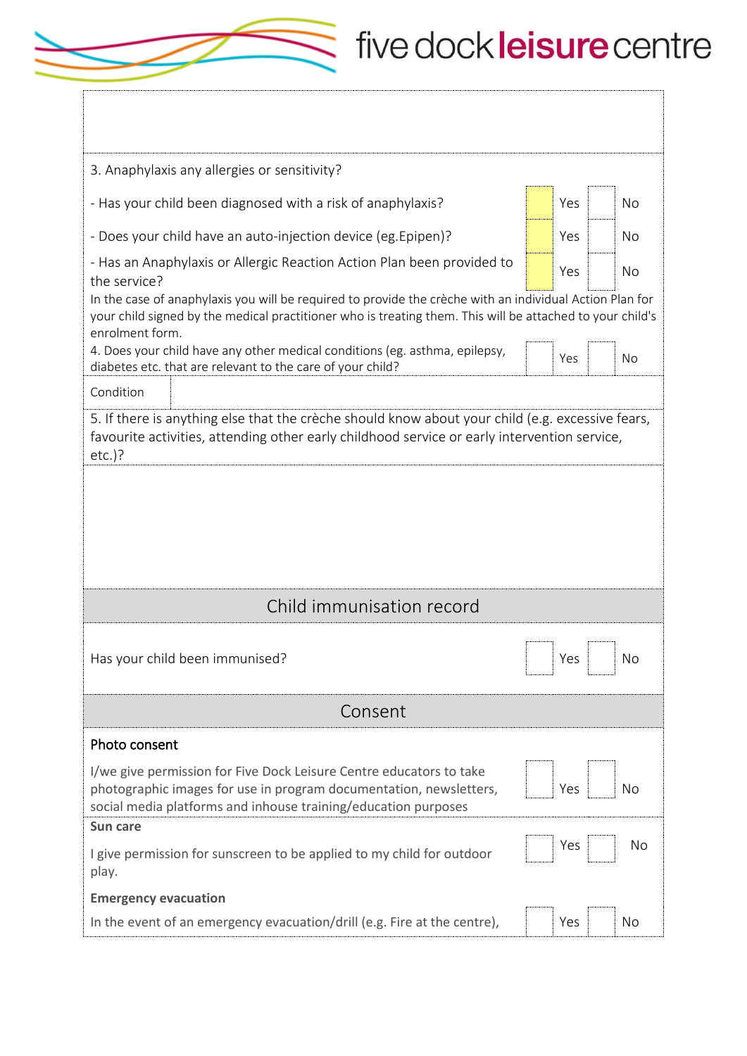3. Anaphylaxis any allergies or sensitivity?

| | | |
|---|---|---|
| - Has your child been diagnosed with a risk of anaphylaxis? | ☐ Yes | ☐ No |
| - Does your child have an auto-injection device (eg.Epipen)? | ☐ Yes | ☐ No |
| - Has an Anaphylaxis or Allergic Reaction Action Plan been provided to the service? | ☐ Yes | ☐ No |

In the case of anaphylaxis you will be required to provide the crèche with an individual Action Plan for your child signed by the medical practitioner who is treating them. This will be attached to your child's enrolment form.

| | | |
|---|---|---|
| 4. Does your child have any other medical conditions (eg. asthma, epilepsy, diabetes etc. that are relevant to the care of your child? | ☐ Yes | ☐ No |

Condition

5. If there is anything else that the crèche should know about your child (e.g. excessive fears, favourite activities, attending other early childhood service or early intervention service, etc.)?

## Child immunisation record

| | | |
|---|---|---|
| Has your child been immunised? | ☐ Yes | ☐ No |

## Consent

**Photo consent**

| | | |
|---|---|---|
| I/we give permission for Five Dock Leisure Centre educators to take photographic images for use in program documentation, newsletters, social media platforms and inhouse training/education purposes | ☐ Yes | ☐ No |

**Sun care**

| | | |
|---|---|---|
| I give permission for sunscreen to be applied to my child for outdoor play. | ☐ Yes | ☐ No |

**Emergency evacuation**

| | | |
|---|---|---|
| In the event of an emergency evacuation/drill (e.g. Fire at the centre), | ☐ Yes | ☐ No |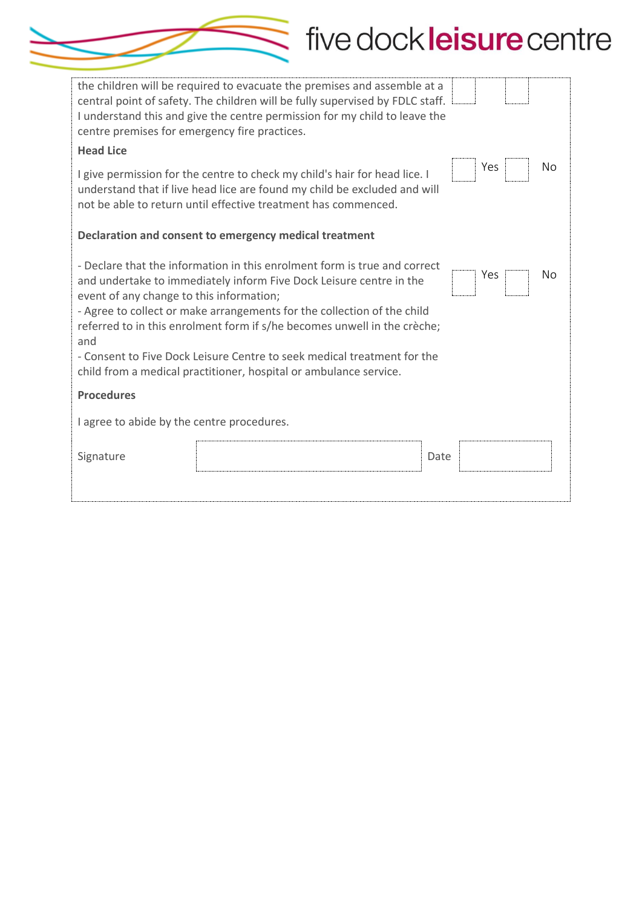the children will be required to evacuate the premises and assemble at a central point of safety. The children will be fully supervised by FDLC staff. I understand this and give the centre permission for my child to leave the centre premises for emergency fire practices.

**Head Lice**

I give permission for the centre to check my child's hair for head lice. I understand that if live head lice are found my child be excluded and will not be able to return until effective treatment has commenced.

☐ Yes ☐ No

**Declaration and consent to emergency medical treatment**

- Declare that the information in this enrolment form is true and correct and undertake to immediately inform Five Dock Leisure centre in the event of any change to this information;
- Agree to collect or make arrangements for the collection of the child referred to in this enrolment form if s/he becomes unwell in the crèche; and
- Consent to Five Dock Leisure Centre to seek medical treatment for the child from a medical practitioner, hospital or ambulance service.

☐ Yes ☐ No

**Procedures**

I agree to abide by the centre procedures.

Signature ________________ Date ________